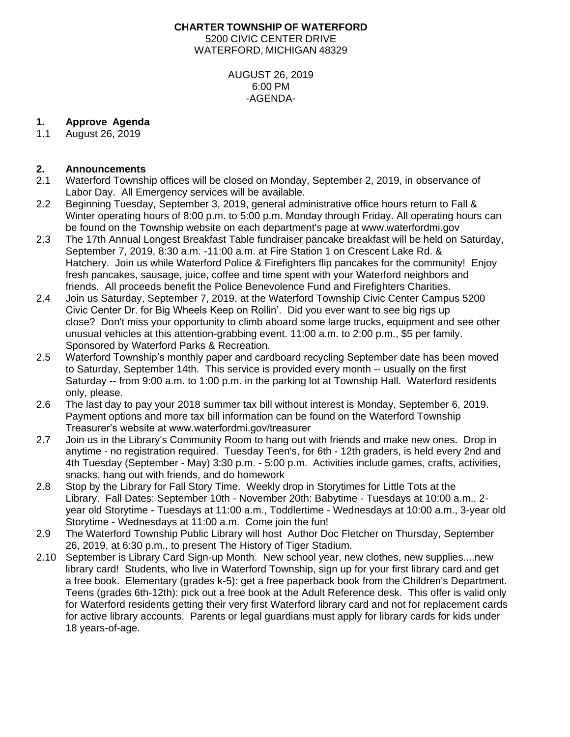**CHARTER TOWNSHIP OF WATERFORD**
5200 CIVIC CENTER DRIVE
WATERFORD, MICHIGAN 48329

AUGUST 26, 2019
6:00 PM
-AGENDA-

**1. Approve Agenda**

1.1 August 26, 2019

**2. Announcements**

2.1 Waterford Township offices will be closed on Monday, September 2, 2019, in observance of Labor Day. All Emergency services will be available.

2.2 Beginning Tuesday, September 3, 2019, general administrative office hours return to Fall & Winter operating hours of 8:00 p.m. to 5:00 p.m. Monday through Friday. All operating hours can be found on the Township website on each department's page at www.waterfordmi.gov

2.3 The 17th Annual Longest Breakfast Table fundraiser pancake breakfast will be held on Saturday, September 7, 2019, 8:30 a.m. -11:00 a.m. at Fire Station 1 on Crescent Lake Rd. & Hatchery. Join us while Waterford Police & Firefighters flip pancakes for the community! Enjoy fresh pancakes, sausage, juice, coffee and time spent with your Waterford neighbors and friends. All proceeds benefit the Police Benevolence Fund and Firefighters Charities.

2.4 Join us Saturday, September 7, 2019, at the Waterford Township Civic Center Campus 5200 Civic Center Dr. for Big Wheels Keep on Rollin'. Did you ever want to see big rigs up close? Don't miss your opportunity to climb aboard some large trucks, equipment and see other unusual vehicles at this attention-grabbing event. 11:00 a.m. to 2:00 p.m., $5 per family. Sponsored by Waterford Parks & Recreation.

2.5 Waterford Township's monthly paper and cardboard recycling September date has been moved to Saturday, September 14th. This service is provided every month -- usually on the first Saturday -- from 9:00 a.m. to 1:00 p.m. in the parking lot at Township Hall. Waterford residents only, please.

2.6 The last day to pay your 2018 summer tax bill without interest is Monday, September 6, 2019. Payment options and more tax bill information can be found on the Waterford Township Treasurer's website at www.waterfordmi.gov/treasurer

2.7 Join us in the Library's Community Room to hang out with friends and make new ones. Drop in anytime - no registration required. Tuesday Teen's, for 6th - 12th graders, is held every 2nd and 4th Tuesday (September - May) 3:30 p.m. - 5:00 p.m. Activities include games, crafts, activities, snacks, hang out with friends, and do homework

2.8 Stop by the Library for Fall Story Time. Weekly drop in Storytimes for Little Tots at the Library. Fall Dates: September 10th - November 20th: Babytime - Tuesdays at 10:00 a.m., 2-year old Storytime - Tuesdays at 11:00 a.m., Toddlertime - Wednesdays at 10:00 a.m., 3-year old Storytime - Wednesdays at 11:00 a.m. Come join the fun!

2.9 The Waterford Township Public Library will host Author Doc Fletcher on Thursday, September 26, 2019, at 6:30 p.m., to present The History of Tiger Stadium.

2.10 September is Library Card Sign-up Month. New school year, new clothes, new supplies....new library card! Students, who live in Waterford Township, sign up for your first library card and get a free book. Elementary (grades k-5): get a free paperback book from the Children's Department. Teens (grades 6th-12th): pick out a free book at the Adult Reference desk. This offer is valid only for Waterford residents getting their very first Waterford library card and not for replacement cards for active library accounts. Parents or legal guardians must apply for library cards for kids under 18 years-of-age.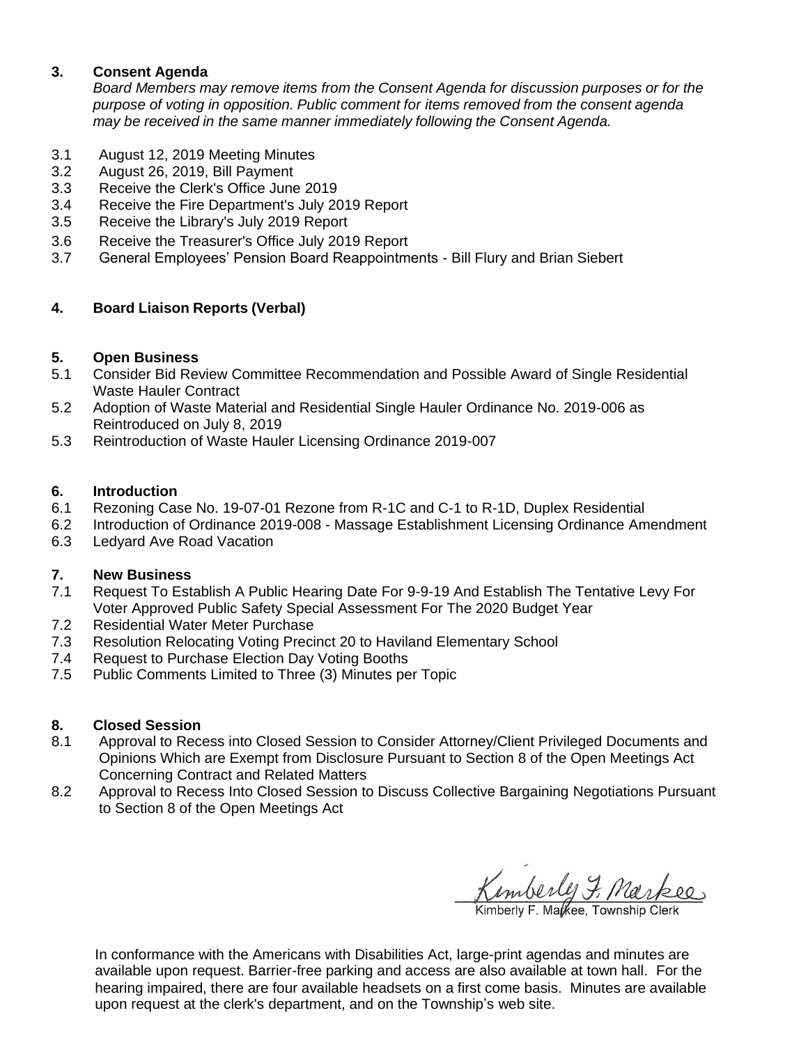## 3. Consent Agenda

*Board Members may remove items from the Consent Agenda for discussion purposes or for the purpose of voting in opposition. Public comment for items removed from the consent agenda may be received in the same manner immediately following the Consent Agenda.*

3.1 August 12, 2019 Meeting Minutes
3.2 August 26, 2019, Bill Payment
3.3 Receive the Clerk's Office June 2019
3.4 Receive the Fire Department's July 2019 Report
3.5 Receive the Library's July 2019 Report
3.6 Receive the Treasurer's Office July 2019 Report
3.7 General Employees' Pension Board Reappointments - Bill Flury and Brian Siebert

## 4. Board Liaison Reports (Verbal)

## 5. Open Business

5.1 Consider Bid Review Committee Recommendation and Possible Award of Single Residential Waste Hauler Contract
5.2 Adoption of Waste Material and Residential Single Hauler Ordinance No. 2019-006 as Reintroduced on July 8, 2019
5.3 Reintroduction of Waste Hauler Licensing Ordinance 2019-007

## 6. Introduction

6.1 Rezoning Case No. 19-07-01 Rezone from R-1C and C-1 to R-1D, Duplex Residential
6.2 Introduction of Ordinance 2019-008 - Massage Establishment Licensing Ordinance Amendment
6.3 Ledyard Ave Road Vacation

## 7. New Business

7.1 Request To Establish A Public Hearing Date For 9-9-19 And Establish The Tentative Levy For Voter Approved Public Safety Special Assessment For The 2020 Budget Year
7.2 Residential Water Meter Purchase
7.3 Resolution Relocating Voting Precinct 20 to Haviland Elementary School
7.4 Request to Purchase Election Day Voting Booths
7.5 Public Comments Limited to Three (3) Minutes per Topic

## 8. Closed Session

8.1 Approval to Recess into Closed Session to Consider Attorney/Client Privileged Documents and Opinions Which are Exempt from Disclosure Pursuant to Section 8 of the Open Meetings Act Concerning Contract and Related Matters
8.2 Approval to Recess Into Closed Session to Discuss Collective Bargaining Negotiations Pursuant to Section 8 of the Open Meetings Act

Kimberly F. Markee

Kimberly F. Markee, Township Clerk

In conformance with the Americans with Disabilities Act, large-print agendas and minutes are available upon request. Barrier-free parking and access are also available at town hall. For the hearing impaired, there are four available headsets on a first come basis. Minutes are available upon request at the clerk's department, and on the Township's web site.